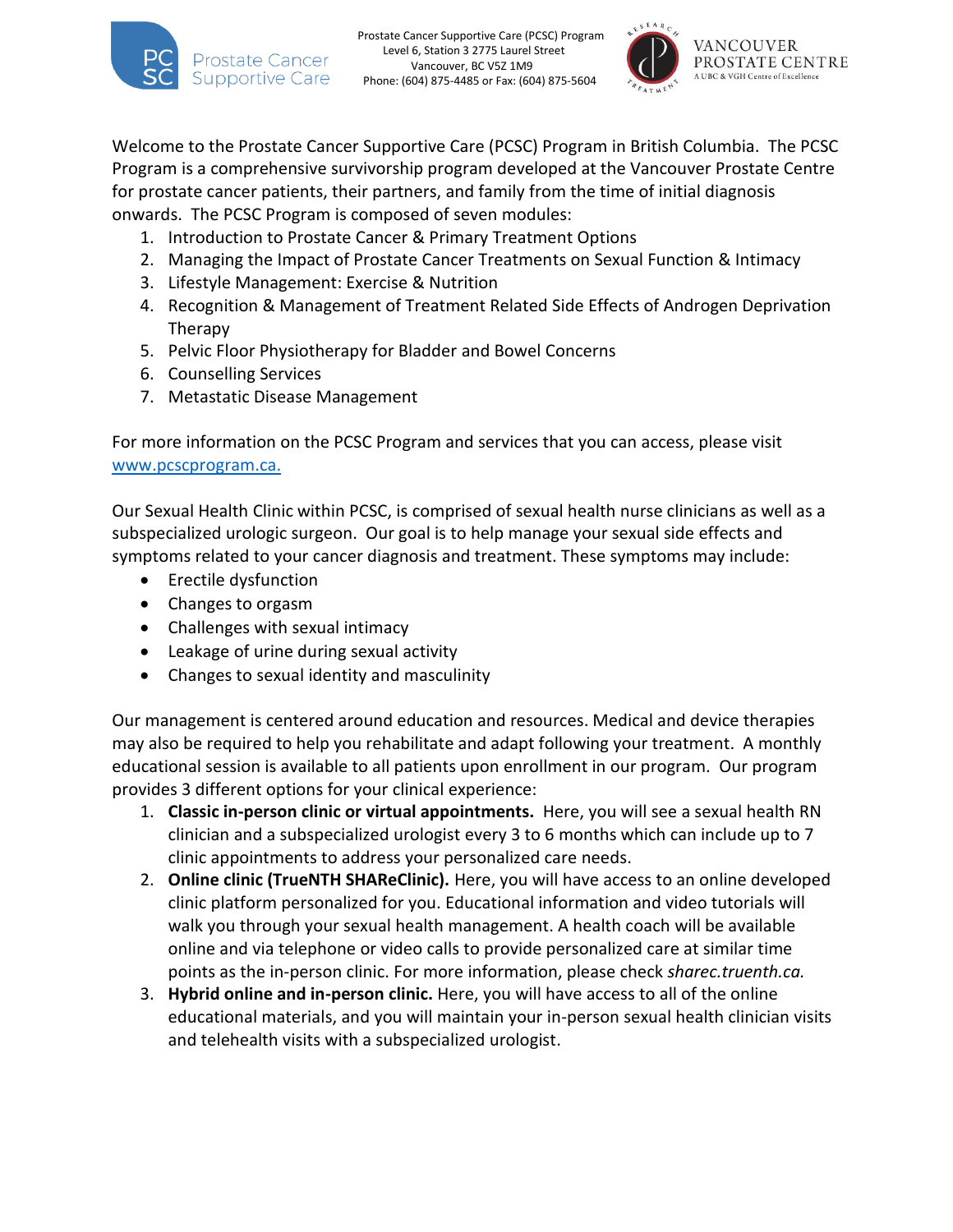Prostate Cancer Supportive Care

Prostate Cancer Supportive Care (PCSC) Program
Level 6, Station 3 2775 Laurel Street
Vancouver, BC V5Z 1M9
Phone: (604) 875-4485 or Fax: (604) 875-5604

VANCOUVER PROSTATE CENTRE
A UBC & VGH Centre of Excellence

Welcome to the Prostate Cancer Supportive Care (PCSC) Program in British Columbia. The PCSC Program is a comprehensive survivorship program developed at the Vancouver Prostate Centre for prostate cancer patients, their partners, and family from the time of initial diagnosis onwards. The PCSC Program is composed of seven modules:

1. Introduction to Prostate Cancer & Primary Treatment Options
2. Managing the Impact of Prostate Cancer Treatments on Sexual Function & Intimacy
3. Lifestyle Management: Exercise & Nutrition
4. Recognition & Management of Treatment Related Side Effects of Androgen Deprivation Therapy
5. Pelvic Floor Physiotherapy for Bladder and Bowel Concerns
6. Counselling Services
7. Metastatic Disease Management

For more information on the PCSC Program and services that you can access, please visit www.pcscprogram.ca.

Our Sexual Health Clinic within PCSC, is comprised of sexual health nurse clinicians as well as a subspecialized urologic surgeon. Our goal is to help manage your sexual side effects and symptoms related to your cancer diagnosis and treatment. These symptoms may include:

- Erectile dysfunction
- Changes to orgasm
- Challenges with sexual intimacy
- Leakage of urine during sexual activity
- Changes to sexual identity and masculinity

Our management is centered around education and resources. Medical and device therapies may also be required to help you rehabilitate and adapt following your treatment. A monthly educational session is available to all patients upon enrollment in our program. Our program provides 3 different options for your clinical experience:

1. **Classic in-person clinic or virtual appointments.** Here, you will see a sexual health RN clinician and a subspecialized urologist every 3 to 6 months which can include up to 7 clinic appointments to address your personalized care needs.
2. **Online clinic (TrueNTH SHAReClinic).** Here, you will have access to an online developed clinic platform personalized for you. Educational information and video tutorials will walk you through your sexual health management. A health coach will be available online and via telephone or video calls to provide personalized care at similar time points as the in-person clinic. For more information, please check *sharec.truenth.ca.*
3. **Hybrid online and in-person clinic.** Here, you will have access to all of the online educational materials, and you will maintain your in-person sexual health clinician visits and telehealth visits with a subspecialized urologist.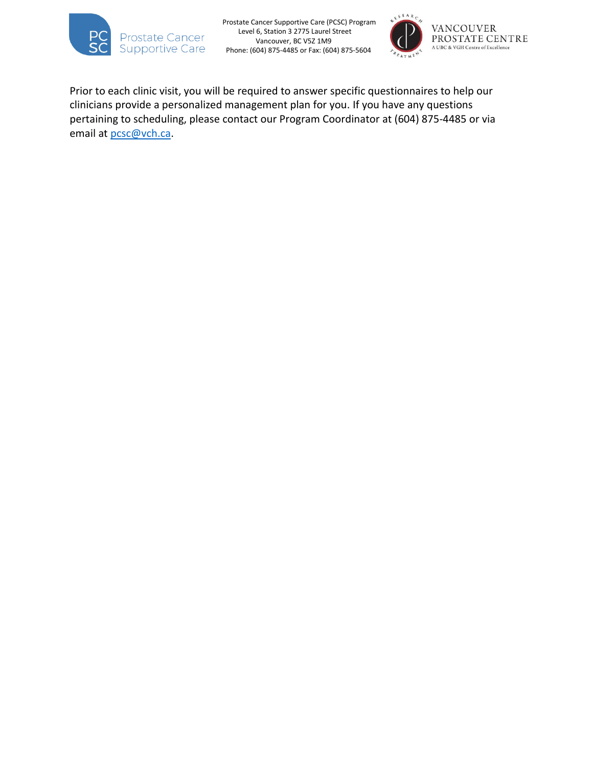Prior to each clinic visit, you will be required to answer specific questionnaires to help our clinicians provide a personalized management plan for you. If you have any questions pertaining to scheduling, please contact our Program Coordinator at (604) 875-4485 or via email at pcsc@vch.ca.